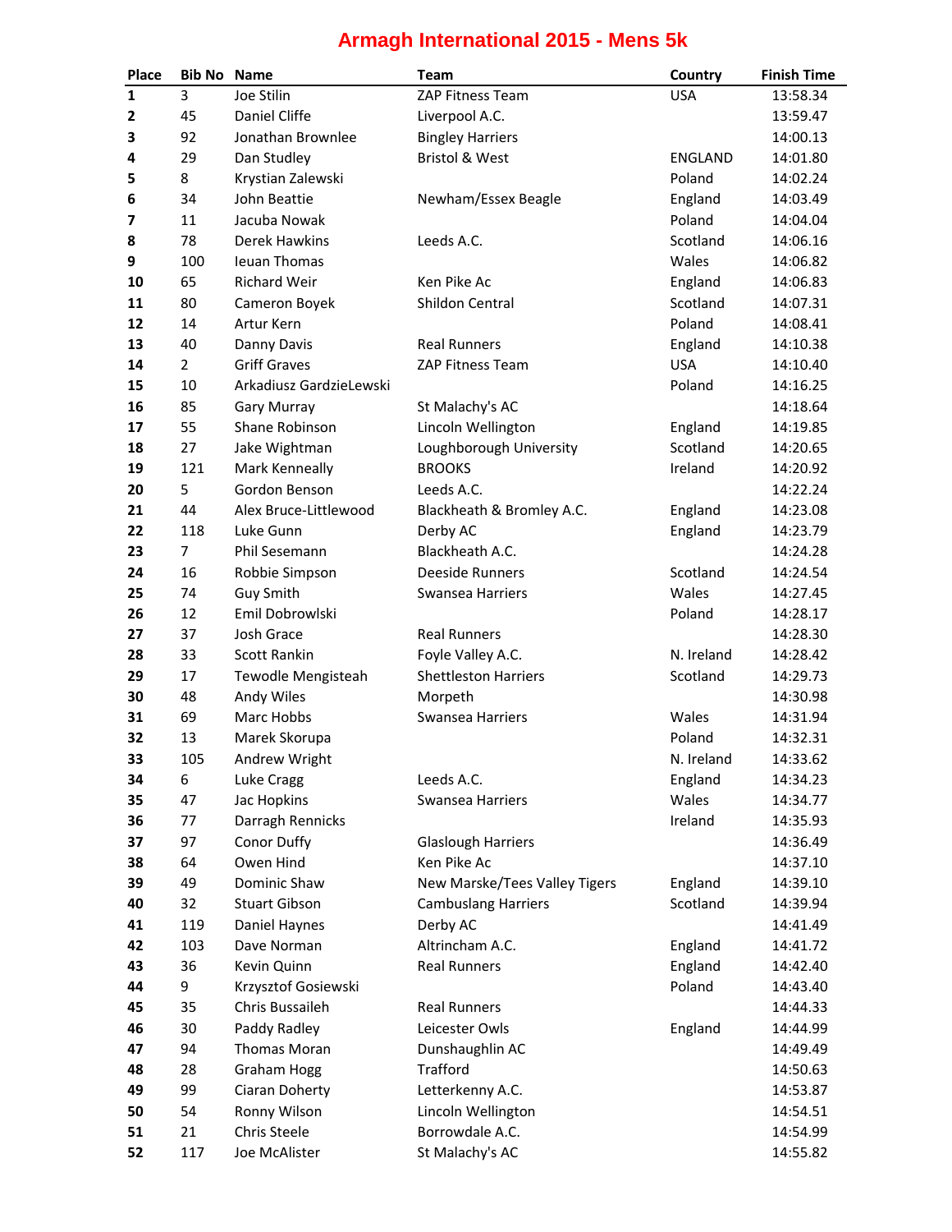# Armagh International 2015 - Mens 5k

| Place | Bib No | Name | Team | Country | Finish Time |
|---|---|---|---|---|---|
| 1 | 3 | Joe Stilin | ZAP Fitness Team | USA | 13:58.34 |
| 2 | 45 | Daniel Cliffe | Liverpool A.C. | | 13:59.47 |
| 3 | 92 | Jonathan Brownlee | Bingley Harriers | | 14:00.13 |
| 4 | 29 | Dan Studley | Bristol & West | ENGLAND | 14:01.80 |
| 5 | 8 | Krystian Zalewski | | Poland | 14:02.24 |
| 6 | 34 | John Beattie | Newham/Essex Beagle | England | 14:03.49 |
| 7 | 11 | Jacuba Nowak | | Poland | 14:04.04 |
| 8 | 78 | Derek Hawkins | Leeds A.C. | Scotland | 14:06.16 |
| 9 | 100 | Ieuan Thomas | | Wales | 14:06.82 |
| 10 | 65 | Richard Weir | Ken Pike Ac | England | 14:06.83 |
| 11 | 80 | Cameron Boyek | Shildon Central | Scotland | 14:07.31 |
| 12 | 14 | Artur Kern | | Poland | 14:08.41 |
| 13 | 40 | Danny Davis | Real Runners | England | 14:10.38 |
| 14 | 2 | Griff Graves | ZAP Fitness Team | USA | 14:10.40 |
| 15 | 10 | Arkadiusz GardzieLewski | | Poland | 14:16.25 |
| 16 | 85 | Gary Murray | St Malachy's AC | | 14:18.64 |
| 17 | 55 | Shane Robinson | Lincoln Wellington | England | 14:19.85 |
| 18 | 27 | Jake Wightman | Loughborough University | Scotland | 14:20.65 |
| 19 | 121 | Mark Kenneally | BROOKS | Ireland | 14:20.92 |
| 20 | 5 | Gordon Benson | Leeds A.C. | | 14:22.24 |
| 21 | 44 | Alex Bruce-Littlewood | Blackheath & Bromley A.C. | England | 14:23.08 |
| 22 | 118 | Luke Gunn | Derby AC | England | 14:23.79 |
| 23 | 7 | Phil Sesemann | Blackheath A.C. | | 14:24.28 |
| 24 | 16 | Robbie Simpson | Deeside Runners | Scotland | 14:24.54 |
| 25 | 74 | Guy Smith | Swansea Harriers | Wales | 14:27.45 |
| 26 | 12 | Emil Dobrowlski | | Poland | 14:28.17 |
| 27 | 37 | Josh Grace | Real Runners | | 14:28.30 |
| 28 | 33 | Scott Rankin | Foyle Valley A.C. | N. Ireland | 14:28.42 |
| 29 | 17 | Tewodle Mengisteah | Shettleston Harriers | Scotland | 14:29.73 |
| 30 | 48 | Andy Wiles | Morpeth | | 14:30.98 |
| 31 | 69 | Marc Hobbs | Swansea Harriers | Wales | 14:31.94 |
| 32 | 13 | Marek Skorupa | | Poland | 14:32.31 |
| 33 | 105 | Andrew Wright | | N. Ireland | 14:33.62 |
| 34 | 6 | Luke Cragg | Leeds A.C. | England | 14:34.23 |
| 35 | 47 | Jac Hopkins | Swansea Harriers | Wales | 14:34.77 |
| 36 | 77 | Darragh Rennicks | | Ireland | 14:35.93 |
| 37 | 97 | Conor Duffy | Glaslough Harriers | | 14:36.49 |
| 38 | 64 | Owen Hind | Ken Pike Ac | | 14:37.10 |
| 39 | 49 | Dominic Shaw | New Marske/Tees Valley Tigers | England | 14:39.10 |
| 40 | 32 | Stuart Gibson | Cambuslang Harriers | Scotland | 14:39.94 |
| 41 | 119 | Daniel Haynes | Derby AC | | 14:41.49 |
| 42 | 103 | Dave Norman | Altrincham A.C. | England | 14:41.72 |
| 43 | 36 | Kevin Quinn | Real Runners | England | 14:42.40 |
| 44 | 9 | Krzysztof Gosiewski | | Poland | 14:43.40 |
| 45 | 35 | Chris Bussaileh | Real Runners | | 14:44.33 |
| 46 | 30 | Paddy Radley | Leicester Owls | England | 14:44.99 |
| 47 | 94 | Thomas Moran | Dunshaughlin AC | | 14:49.49 |
| 48 | 28 | Graham Hogg | Trafford | | 14:50.63 |
| 49 | 99 | Ciaran Doherty | Letterkenny A.C. | | 14:53.87 |
| 50 | 54 | Ronny Wilson | Lincoln Wellington | | 14:54.51 |
| 51 | 21 | Chris Steele | Borrowdale A.C. | | 14:54.99 |
| 52 | 117 | Joe McAlister | St Malachy's AC | | 14:55.82 |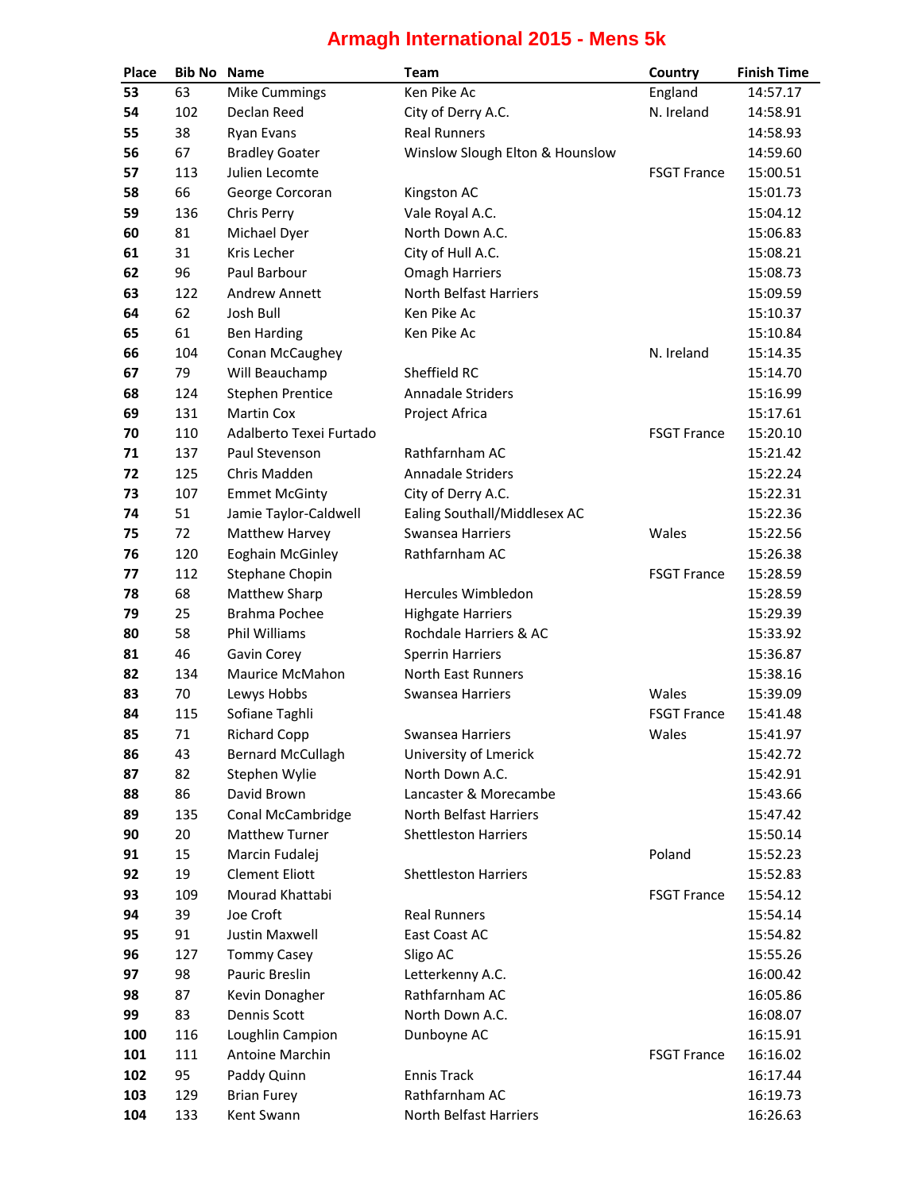# Armagh International 2015 - Mens 5k

| Place | Bib No | Name | Team | Country | Finish Time |
|---|---|---|---|---|---|
| **53** | 63 | Mike Cummings | Ken Pike Ac | England | 14:57.17 |
| **54** | 102 | Declan Reed | City of Derry A.C. | N. Ireland | 14:58.91 |
| **55** | 38 | Ryan Evans | Real Runners | | 14:58.93 |
| **56** | 67 | Bradley Goater | Winslow Slough Elton & Hounslow | | 14:59.60 |
| **57** | 113 | Julien Lecomte | | FSGT France | 15:00.51 |
| **58** | 66 | George Corcoran | Kingston AC | | 15:01.73 |
| **59** | 136 | Chris Perry | Vale Royal A.C. | | 15:04.12 |
| **60** | 81 | Michael Dyer | North Down A.C. | | 15:06.83 |
| **61** | 31 | Kris Lecher | City of Hull A.C. | | 15:08.21 |
| **62** | 96 | Paul Barbour | Omagh Harriers | | 15:08.73 |
| **63** | 122 | Andrew Annett | North Belfast Harriers | | 15:09.59 |
| **64** | 62 | Josh Bull | Ken Pike Ac | | 15:10.37 |
| **65** | 61 | Ben Harding | Ken Pike Ac | | 15:10.84 |
| **66** | 104 | Conan McCaughey | | N. Ireland | 15:14.35 |
| **67** | 79 | Will Beauchamp | Sheffield RC | | 15:14.70 |
| **68** | 124 | Stephen Prentice | Annadale Striders | | 15:16.99 |
| **69** | 131 | Martin Cox | Project Africa | | 15:17.61 |
| **70** | 110 | Adalberto Texei Furtado | | FSGT France | 15:20.10 |
| **71** | 137 | Paul Stevenson | Rathfarnham AC | | 15:21.42 |
| **72** | 125 | Chris Madden | Annadale Striders | | 15:22.24 |
| **73** | 107 | Emmet McGinty | City of Derry A.C. | | 15:22.31 |
| **74** | 51 | Jamie Taylor-Caldwell | Ealing Southall/Middlesex AC | | 15:22.36 |
| **75** | 72 | Matthew Harvey | Swansea Harriers | Wales | 15:22.56 |
| **76** | 120 | Eoghain McGinley | Rathfarnham AC | | 15:26.38 |
| **77** | 112 | Stephane Chopin | | FSGT France | 15:28.59 |
| **78** | 68 | Matthew Sharp | Hercules Wimbledon | | 15:28.59 |
| **79** | 25 | Brahma Pochee | Highgate Harriers | | 15:29.39 |
| **80** | 58 | Phil Williams | Rochdale Harriers & AC | | 15:33.92 |
| **81** | 46 | Gavin Corey | Sperrin Harriers | | 15:36.87 |
| **82** | 134 | Maurice McMahon | North East Runners | | 15:38.16 |
| **83** | 70 | Lewys Hobbs | Swansea Harriers | Wales | 15:39.09 |
| **84** | 115 | Sofiane Taghli | | FSGT France | 15:41.48 |
| **85** | 71 | Richard Copp | Swansea Harriers | Wales | 15:41.97 |
| **86** | 43 | Bernard McCullagh | University of Lmerick | | 15:42.72 |
| **87** | 82 | Stephen Wylie | North Down A.C. | | 15:42.91 |
| **88** | 86 | David Brown | Lancaster & Morecambe | | 15:43.66 |
| **89** | 135 | Conal McCambridge | North Belfast Harriers | | 15:47.42 |
| **90** | 20 | Matthew Turner | Shettleston Harriers | | 15:50.14 |
| **91** | 15 | Marcin Fudalej | | Poland | 15:52.23 |
| **92** | 19 | Clement Eliott | Shettleston Harriers | | 15:52.83 |
| **93** | 109 | Mourad Khattabi | | FSGT France | 15:54.12 |
| **94** | 39 | Joe Croft | Real Runners | | 15:54.14 |
| **95** | 91 | Justin Maxwell | East Coast AC | | 15:54.82 |
| **96** | 127 | Tommy Casey | Sligo AC | | 15:55.26 |
| **97** | 98 | Pauric Breslin | Letterkenny A.C. | | 16:00.42 |
| **98** | 87 | Kevin Donagher | Rathfarnham AC | | 16:05.86 |
| **99** | 83 | Dennis Scott | North Down A.C. | | 16:08.07 |
| **100** | 116 | Loughlin Campion | Dunboyne AC | | 16:15.91 |
| **101** | 111 | Antoine Marchin | | FSGT France | 16:16.02 |
| **102** | 95 | Paddy Quinn | Ennis Track | | 16:17.44 |
| **103** | 129 | Brian Furey | Rathfarnham AC | | 16:19.73 |
| **104** | 133 | Kent Swann | North Belfast Harriers | | 16:26.63 |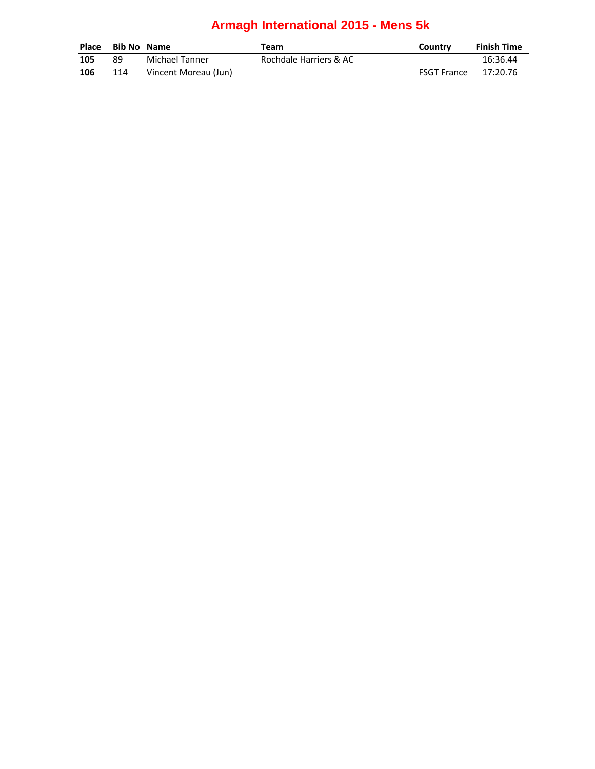# Armagh International 2015 - Mens 5k

| Place | Bib No | Name | Team | Country | Finish Time |
|---|---|---|---|---|---|
| **105** | 89 | Michael Tanner | Rochdale Harriers & AC | | 16:36.44 |
| **106** | 114 | Vincent Moreau (Jun) | | FSGT France | 17:20.76 |